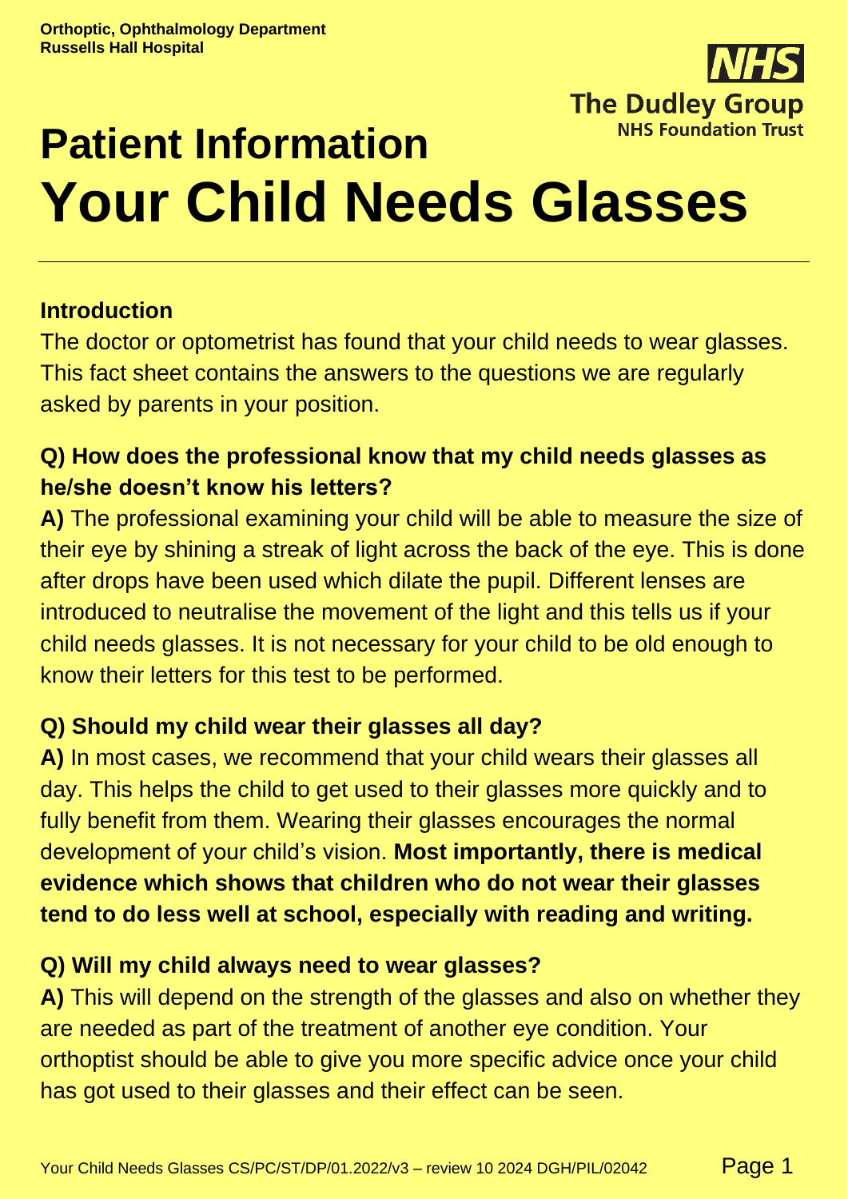Orthoptic, Ophthalmology Department
Russells Hall Hospital

The Dudley Group NHS Foundation Trust

# Patient Information

# Your Child Needs Glasses

---

### Introduction

The doctor or optometrist has found that your child needs to wear glasses. This fact sheet contains the answers to the questions we are regularly asked by parents in your position.

### Q) How does the professional know that my child needs glasses as he/she doesn't know his letters?

**A)** The professional examining your child will be able to measure the size of their eye by shining a streak of light across the back of the eye. This is done after drops have been used which dilate the pupil. Different lenses are introduced to neutralise the movement of the light and this tells us if your child needs glasses. It is not necessary for your child to be old enough to know their letters for this test to be performed.

### Q) Should my child wear their glasses all day?

**A)** In most cases, we recommend that your child wears their glasses all day. This helps the child to get used to their glasses more quickly and to fully benefit from them. Wearing their glasses encourages the normal development of your child's vision. **Most importantly, there is medical evidence which shows that children who do not wear their glasses tend to do less well at school, especially with reading and writing.**

### Q) Will my child always need to wear glasses?

**A)** This will depend on the strength of the glasses and also on whether they are needed as part of the treatment of another eye condition. Your orthoptist should be able to give you more specific advice once your child has got used to their glasses and their effect can be seen.

Your Child Needs Glasses CS/PC/ST/DP/01.2022/v3 – review 10 2024 DGH/PIL/02042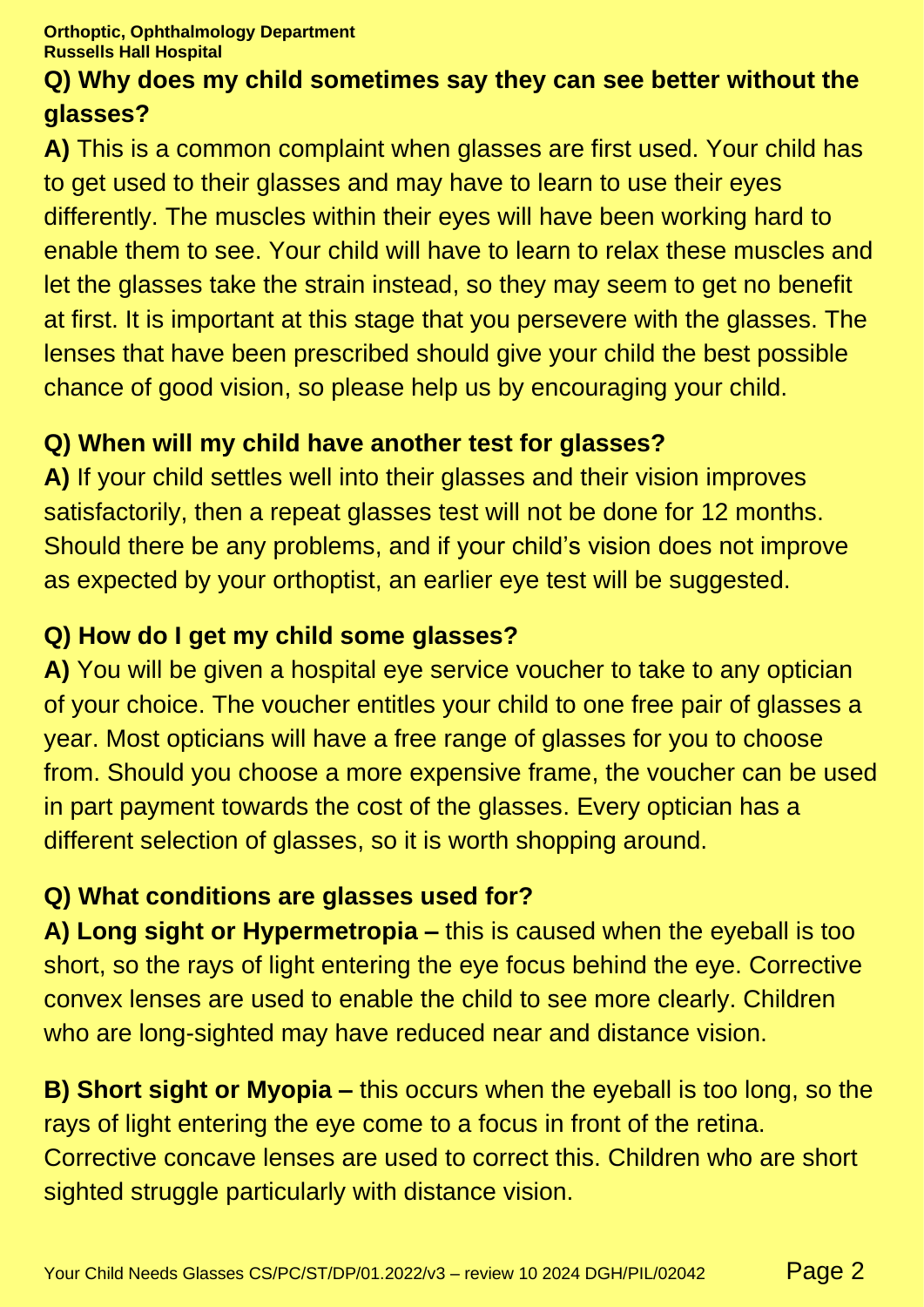**Q) Why does my child sometimes say they can see better without the glasses?**

**A)** This is a common complaint when glasses are first used. Your child has to get used to their glasses and may have to learn to use their eyes differently. The muscles within their eyes will have been working hard to enable them to see. Your child will have to learn to relax these muscles and let the glasses take the strain instead, so they may seem to get no benefit at first. It is important at this stage that you persevere with the glasses. The lenses that have been prescribed should give your child the best possible chance of good vision, so please help us by encouraging your child.

**Q) When will my child have another test for glasses?**

**A)** If your child settles well into their glasses and their vision improves satisfactorily, then a repeat glasses test will not be done for 12 months. Should there be any problems, and if your child's vision does not improve as expected by your orthoptist, an earlier eye test will be suggested.

**Q) How do I get my child some glasses?**

**A)** You will be given a hospital eye service voucher to take to any optician of your choice. The voucher entitles your child to one free pair of glasses a year. Most opticians will have a free range of glasses for you to choose from. Should you choose a more expensive frame, the voucher can be used in part payment towards the cost of the glasses. Every optician has a different selection of glasses, so it is worth shopping around.

**Q) What conditions are glasses used for?**

**A) Long sight or Hypermetropia –** this is caused when the eyeball is too short, so the rays of light entering the eye focus behind the eye. Corrective convex lenses are used to enable the child to see more clearly. Children who are long-sighted may have reduced near and distance vision.

**B) Short sight or Myopia –** this occurs when the eyeball is too long, so the rays of light entering the eye come to a focus in front of the retina. Corrective concave lenses are used to correct this. Children who are short sighted struggle particularly with distance vision.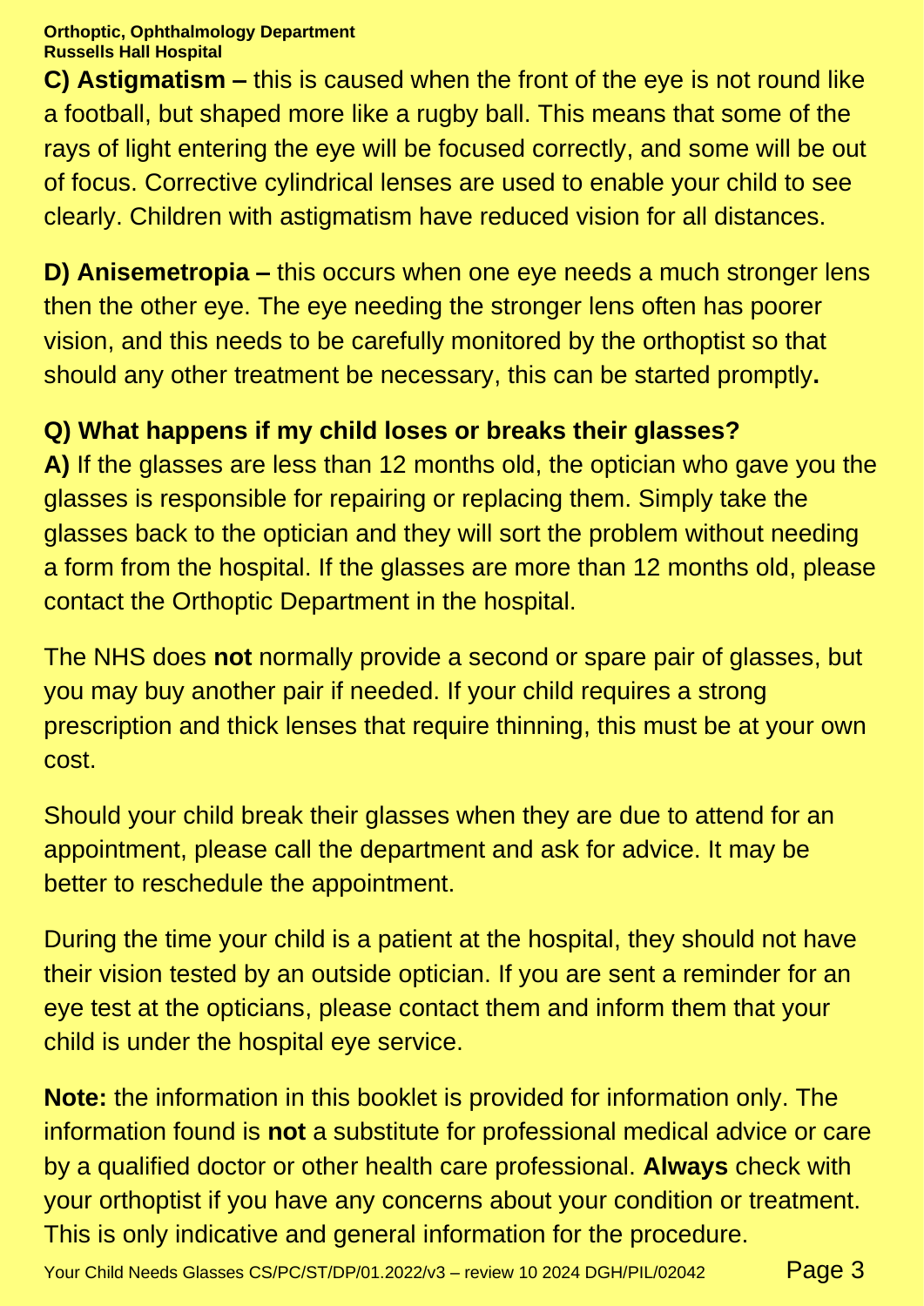**C) Astigmatism –** this is caused when the front of the eye is not round like a football, but shaped more like a rugby ball. This means that some of the rays of light entering the eye will be focused correctly, and some will be out of focus. Corrective cylindrical lenses are used to enable your child to see clearly. Children with astigmatism have reduced vision for all distances.

**D) Anisemetropia –** this occurs when one eye needs a much stronger lens then the other eye. The eye needing the stronger lens often has poorer vision, and this needs to be carefully monitored by the orthoptist so that should any other treatment be necessary, this can be started promptly**.**

**Q) What happens if my child loses or breaks their glasses?**

**A)** If the glasses are less than 12 months old, the optician who gave you the glasses is responsible for repairing or replacing them. Simply take the glasses back to the optician and they will sort the problem without needing a form from the hospital. If the glasses are more than 12 months old, please contact the Orthoptic Department in the hospital.

The NHS does **not** normally provide a second or spare pair of glasses, but you may buy another pair if needed. If your child requires a strong prescription and thick lenses that require thinning, this must be at your own cost.

Should your child break their glasses when they are due to attend for an appointment, please call the department and ask for advice. It may be better to reschedule the appointment.

During the time your child is a patient at the hospital, they should not have their vision tested by an outside optician. If you are sent a reminder for an eye test at the opticians, please contact them and inform them that your child is under the hospital eye service.

**Note:** the information in this booklet is provided for information only. The information found is **not** a substitute for professional medical advice or care by a qualified doctor or other health care professional. **Always** check with your orthoptist if you have any concerns about your condition or treatment. This is only indicative and general information for the procedure.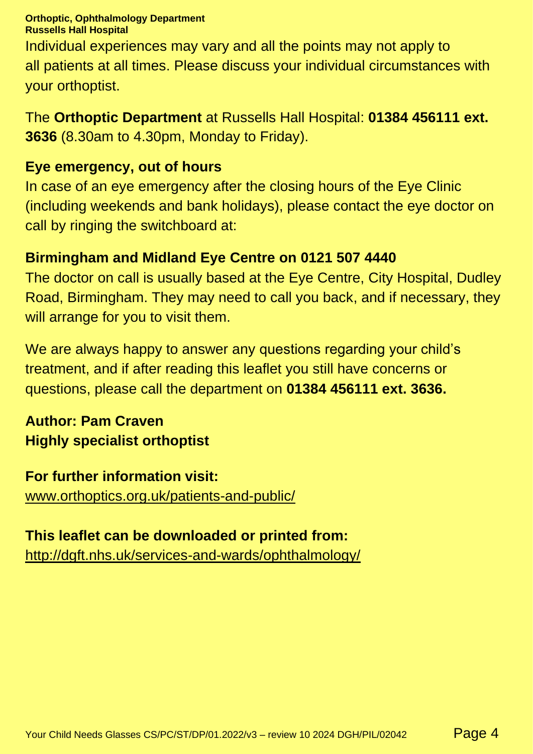Individual experiences may vary and all the points may not apply to all patients at all times. Please discuss your individual circumstances with your orthoptist.

The **Orthoptic Department** at Russells Hall Hospital: **01384 456111 ext. 3636** (8.30am to 4.30pm, Monday to Friday).

**Eye emergency, out of hours**

In case of an eye emergency after the closing hours of the Eye Clinic (including weekends and bank holidays), please contact the eye doctor on call by ringing the switchboard at:

**Birmingham and Midland Eye Centre on 0121 507 4440**

The doctor on call is usually based at the Eye Centre, City Hospital, Dudley Road, Birmingham. They may need to call you back, and if necessary, they will arrange for you to visit them.

We are always happy to answer any questions regarding your child's treatment, and if after reading this leaflet you still have concerns or questions, please call the department on **01384 456111 ext. 3636.**

**Author: Pam Craven**
**Highly specialist orthoptist**

**For further information visit:**
www.orthoptics.org.uk/patients-and-public/

**This leaflet can be downloaded or printed from:**
http://dgft.nhs.uk/services-and-wards/ophthalmology/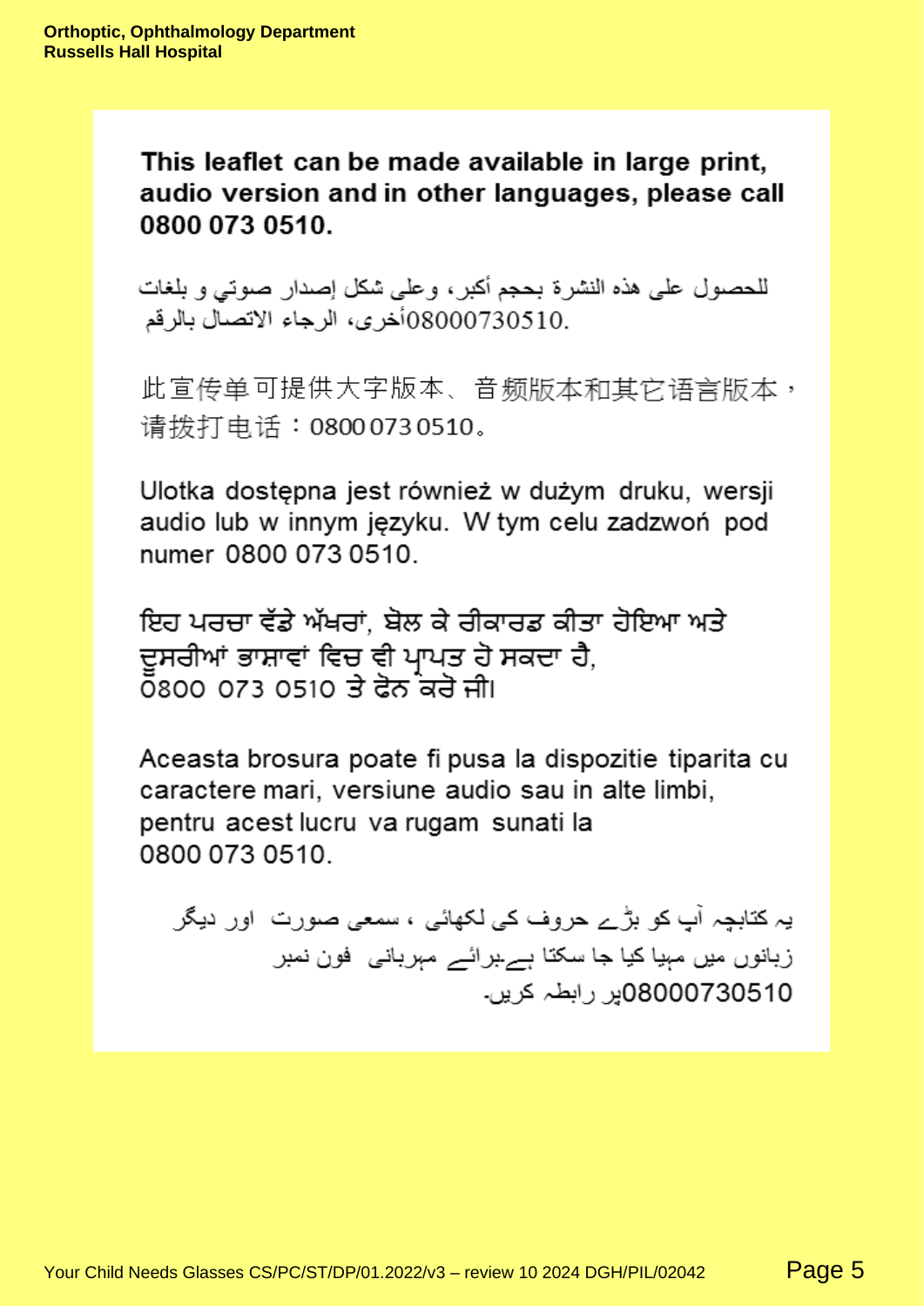**This leaflet can be made available in large print, audio version and in other languages, please call 0800 073 0510.**

للحصول على هذه النشرة بحجم أكبر، وعلى شكل إصدار صوتي و بلغات أخرى، الرجاء الاتصال بالرقم 08000730510.

此宣传单可提供大字版本、音频版本和其它语言版本，请拨打电话：0800 073 0510。

Ulotka dostępna jest również w dużym druku, wersji audio lub w innym języku. W tym celu zadzwoń pod numer 0800 073 0510.

ਇਹ ਪਰਚਾ ਵੱਡੇ ਅੱਖਰਾਂ, ਬੋਲ ਕੇ ਰੀਕਾਰਡ ਕੀਤਾ ਹੋਇਆ ਅਤੇ ਦੂਸਰੀਆਂ ਭਾਸ਼ਾਵਾਂ ਵਿਚ ਵੀ ਪ੍ਰਾਪਤ ਹੋ ਸਕਦਾ ਹੈ, 0800 073 0510 ਤੇ ਫੋਨ ਕਰੋ ਜੀ।

Aceasta brosura poate fi pusa la dispozitie tiparita cu caractere mari, versiune audio sau in alte limbi, pentru acest lucru va rugam sunati la 0800 073 0510.

یہ کتابچہ آپ کو بڑے حروف کی لکھائی ، سمعی صورت اور دیگر زبانوں میں مہیا کیا جا سکتا ہے۔برائے مہربانی فون نمبر 08000730510پر رابطہ کریں۔

Your Child Needs Glasses CS/PC/ST/DP/01.2022/v3 – review 10 2024 DGH/PIL/02042